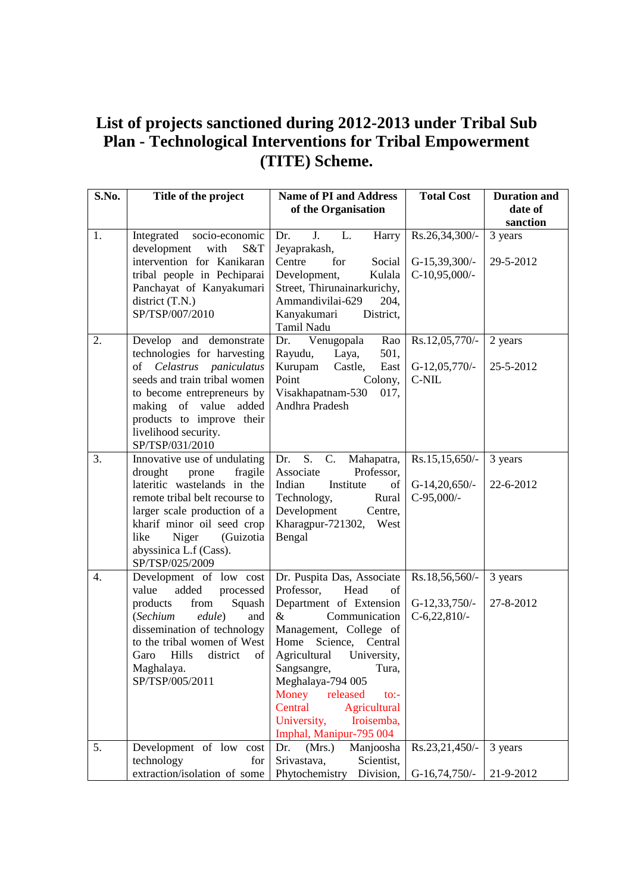# List of projects sanctioned during 2012-2013 under Tribal Sub Plan - Technological Interventions for Tribal Empowerment (TITE) Scheme.

| S.No. | Title of the project | Name of PI and Address of the Organisation | Total Cost | Duration and date of sanction |
|---|---|---|---|---|
| 1. | Integrated socio-economic development with S&T intervention for Kanikaran tribal people in Pechiparai Panchayat of Kanyakumari district (T.N.) SP/TSP/007/2010 | Dr. J. L. Harry Jeyaprakash, Centre for Social Development, Kulala Street, Thirunainarkurichy, Ammandivilai-629 204, Kanyakumari District, Tamil Nadu | Rs.26,34,300/- G-15,39,300/- C-10,95,000/- | 3 years 29-5-2012 |
| 2. | Develop and demonstrate technologies for harvesting of *Celastrus paniculatus* seeds and train tribal women to become entrepreneurs by making of value added products to improve their livelihood security. SP/TSP/031/2010 | Dr. Venugopala Rao Rayudu, Laya, 501, Kurupam Castle, East Point Colony, Visakhapatnam-530 017, Andhra Pradesh | Rs.12,05,770/- G-12,05,770/- C-NIL | 2 years 25-5-2012 |
| 3. | Innovative use of undulating drought prone fragile lateritic wastelands in the remote tribal belt recourse to larger scale production of a kharif minor oil seed crop like Niger (Guizotia abyssinica L.f (Cass). SP/TSP/025/2009 | Dr. S. C. Mahapatra, Associate Professor, Indian Institute of Technology, Rural Development Centre, Kharagpur-721302, West Bengal | Rs.15,15,650/- G-14,20,650/- C-95,000/- | 3 years 22-6-2012 |
| 4. | Development of low cost value added processed products from Squash (*Sechium edule*) and dissemination of technology to the tribal women of West Garo Hills district of Maghalaya. SP/TSP/005/2011 | Dr. Puspita Das, Associate Professor, Head of Department of Extension & Communication Management, College of Home Science, Central Agricultural University, Sangsangre, Tura, Meghalaya-794 005 Money released to:- Central Agricultural University, Iroisemba, Imphal, Manipur-795 004 | Rs.18,56,560/- G-12,33,750/- C-6,22,810/- | 3 years 27-8-2012 |
| 5. | Development of low cost technology for extraction/isolation of some | Dr. (Mrs.) Manjoosha Srivastava, Scientist, Phytochemistry Division, | Rs.23,21,450/- G-16,74,750/- | 3 years 21-9-2012 |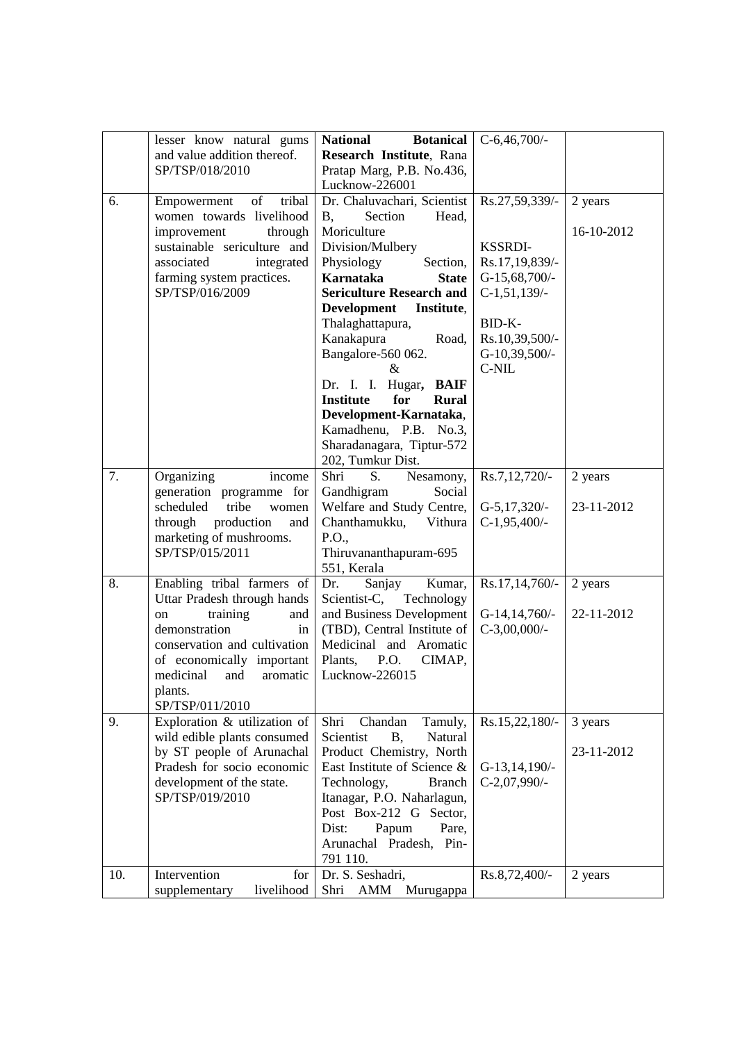| | | | | |
|---|---|---|---|---|
| | lesser know natural gums and value addition thereof. SP/TSP/018/2010 | **National Botanical Research Institute**, Rana Pratap Marg, P.B. No.436, Lucknow-226001 | C-6,46,700/- | |
| 6. | Empowerment of tribal women towards livelihood improvement through sustainable sericulture and associated integrated farming system practices. SP/TSP/016/2009 | Dr. Chaluvachari, Scientist B, Section Head, Moriculture Division/Mulbery Physiology Section, **Karnataka State Sericulture Research and Development Institute**, Thalaghattapura, Kanakapura Road, Bangalore-560 062. & Dr. I. I. Hugar**, BAIF Institute for Rural Development-Karnataka**, Kamadhenu, P.B. No.3, Sharadanagara, Tiptur-572 202, Tumkur Dist. | Rs.27,59,339/- KSSRDI- Rs.17,19,839/- G-15,68,700/- C-1,51,139/- BID-K- Rs.10,39,500/- G-10,39,500/- C-NIL | 2 years 16-10-2012 |
| 7. | Organizing income generation programme for scheduled tribe women through production and marketing of mushrooms. SP/TSP/015/2011 | Shri S. Nesamony, Gandhigram Social Welfare and Study Centre, Chanthamukku, Vithura P.O., Thiruvananthapuram-695 551, Kerala | Rs.7,12,720/- G-5,17,320/- C-1,95,400/- | 2 years 23-11-2012 |
| 8. | Enabling tribal farmers of Uttar Pradesh through hands on training and demonstration in conservation and cultivation of economically important medicinal and aromatic plants. SP/TSP/011/2010 | Dr. Sanjay Kumar, Scientist-C, Technology and Business Development (TBD), Central Institute of Medicinal and Aromatic Plants, P.O. CIMAP, Lucknow-226015 | Rs.17,14,760/- G-14,14,760/- C-3,00,000/- | 2 years 22-11-2012 |
| 9. | Exploration & utilization of wild edible plants consumed by ST people of Arunachal Pradesh for socio economic development of the state. SP/TSP/019/2010 | Shri Chandan Tamuly, Scientist B, Natural Product Chemistry, North East Institute of Science & Technology, Branch Itanagar, P.O. Naharlagun, Post Box-212 G Sector, Dist: Papum Pare, Arunachal Pradesh, Pin-791 110. | Rs.15,22,180/- G-13,14,190/- C-2,07,990/- | 3 years 23-11-2012 |
| 10. | Intervention for supplementary livelihood | Dr. S. Seshadri, Shri AMM Murugappa | Rs.8,72,400/- | 2 years |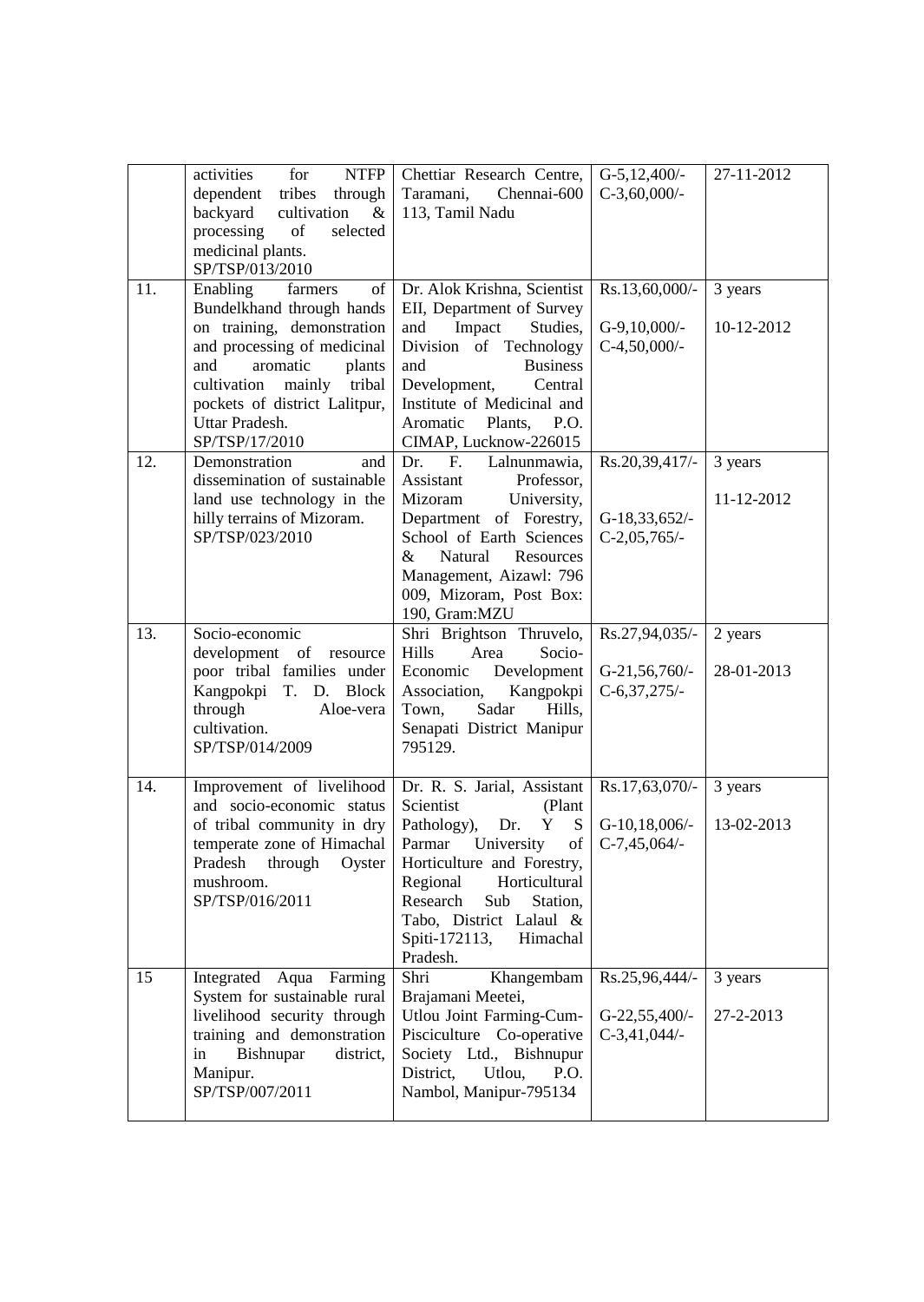| | | | | |
|---|---|---|---|---|
| | activities for NTFP dependent tribes through backyard cultivation & processing of selected medicinal plants. SP/TSP/013/2010 | Chettiar Research Centre, Taramani, Chennai-600 113, Tamil Nadu | G-5,12,400/- C-3,60,000/- | 27-11-2012 |
| 11. | Enabling farmers of Bundelkhand through hands on training, demonstration and processing of medicinal and aromatic plants cultivation mainly tribal pockets of district Lalitpur, Uttar Pradesh. SP/TSP/17/2010 | Dr. Alok Krishna, Scientist EII, Department of Survey and Impact Studies, Division of Technology and Business Development, Central Institute of Medicinal and Aromatic Plants, P.O. CIMAP, Lucknow-226015 | Rs.13,60,000/- G-9,10,000/- C-4,50,000/- | 3 years 10-12-2012 |
| 12. | Demonstration and dissemination of sustainable land use technology in the hilly terrains of Mizoram. SP/TSP/023/2010 | Dr. F. Lalnunmawia, Assistant Professor, Mizoram University, Department of Forestry, School of Earth Sciences & Natural Resources Management, Aizawl: 796 009, Mizoram, Post Box: 190, Gram:MZU | Rs.20,39,417/- G-18,33,652/- C-2,05,765/- | 3 years 11-12-2012 |
| 13. | Socio-economic development of resource poor tribal families under Kangpokpi T. D. Block through Aloe-vera cultivation. SP/TSP/014/2009 | Shri Brightson Thruvelo, Hills Area Socio-Economic Development Association, Kangpokpi Town, Sadar Hills, Senapati District Manipur 795129. | Rs.27,94,035/- G-21,56,760/- C-6,37,275/- | 2 years 28-01-2013 |
| 14. | Improvement of livelihood and socio-economic status of tribal community in dry temperate zone of Himachal Pradesh through Oyster mushroom. SP/TSP/016/2011 | Dr. R. S. Jarial, Assistant Scientist (Plant Pathology), Dr. Y S Parmar University of Horticulture and Forestry, Regional Horticultural Research Sub Station, Tabo, District Lalaul & Spiti-172113, Himachal Pradesh. | Rs.17,63,070/- G-10,18,006/- C-7,45,064/- | 3 years 13-02-2013 |
| 15 | Integrated Aqua Farming System for sustainable rural livelihood security through training and demonstration in Bishnupar district, Manipur. SP/TSP/007/2011 | Shri Khangembam Brajamani Meetei, Utlou Joint Farming-Cum-Pisciculture Co-operative Society Ltd., Bishnupur District, Utlou, P.O. Nambol, Manipur-795134 | Rs.25,96,444/- G-22,55,400/- C-3,41,044/- | 3 years 27-2-2013 |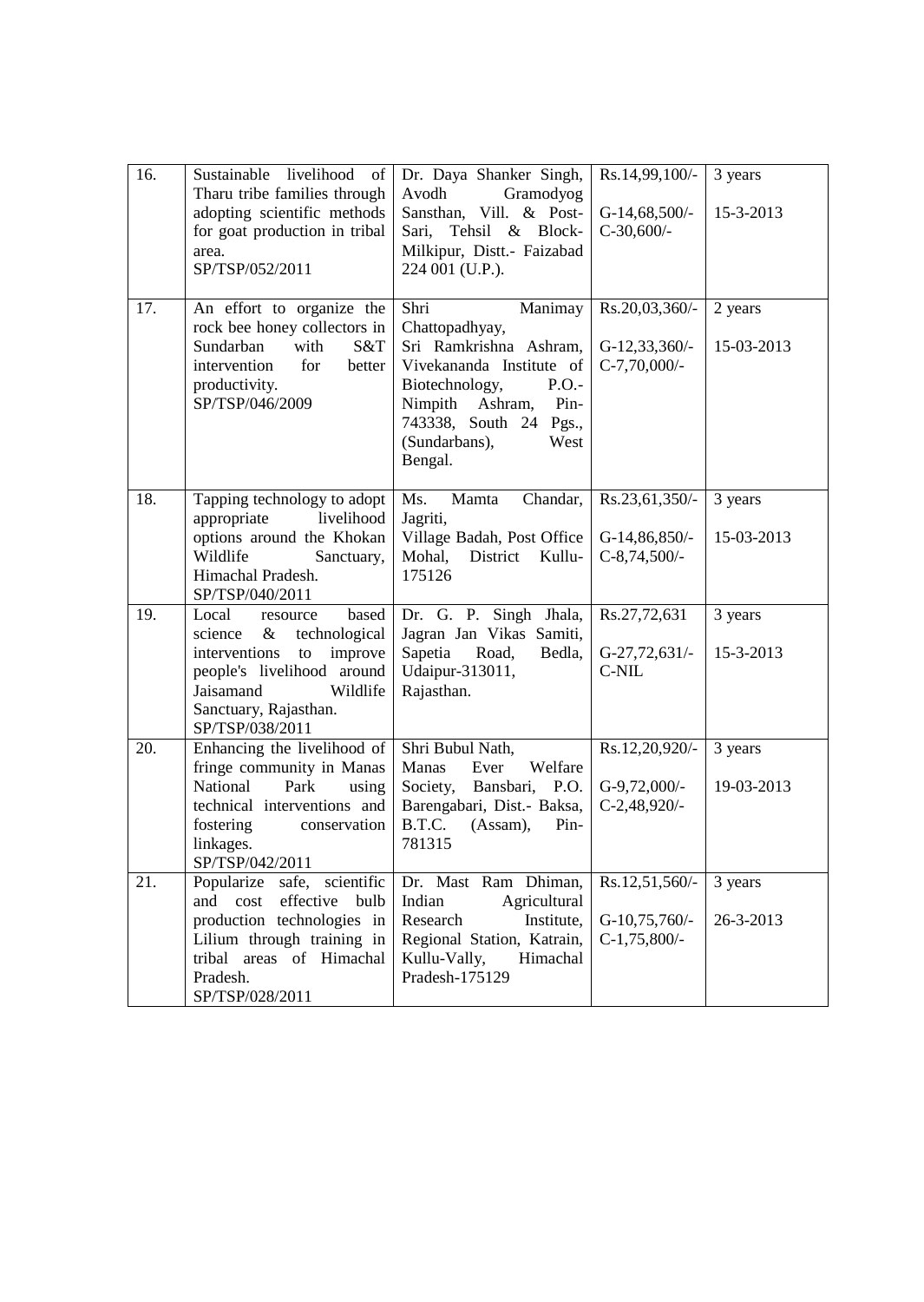| | | | | |
|---|---|---|---|---|
| 16. | Sustainable livelihood of Tharu tribe families through adopting scientific methods for goat production in tribal area.<br>SP/TSP/052/2011 | Dr. Daya Shanker Singh, Avodh Gramodyog Sansthan, Vill. & Post- Sari, Tehsil & Block- Milkipur, Distt.- Faizabad 224 001 (U.P.). | Rs.14,99,100/-<br><br>G-14,68,500/-<br>C-30,600/- | 3 years<br><br>15-3-2013 |
| 17. | An effort to organize the rock bee honey collectors in Sundarban with S&T intervention for better productivity.<br>SP/TSP/046/2009 | Shri Manimay Chattopadhyay,<br>Sri Ramkrishna Ashram, Vivekananda Institute of Biotechnology, P.O.- Nimpith Ashram, Pin- 743338, South 24 Pgs., (Sundarbans), West Bengal. | Rs.20,03,360/-<br><br>G-12,33,360/-<br>C-7,70,000/- | 2 years<br><br>15-03-2013 |
| 18. | Tapping technology to adopt appropriate livelihood options around the Khokan Wildlife Sanctuary, Himachal Pradesh.<br>SP/TSP/040/2011 | Ms. Mamta Chandar, Jagriti,<br>Village Badah, Post Office Mohal, District Kullu- 175126 | Rs.23,61,350/-<br><br>G-14,86,850/-<br>C-8,74,500/- | 3 years<br><br>15-03-2013 |
| 19. | Local resource based science & technological interventions to improve people's livelihood around Jaisamand Wildlife Sanctuary, Rajasthan.<br>SP/TSP/038/2011 | Dr. G. P. Singh Jhala, Jagran Jan Vikas Samiti, Sapetia Road, Bedla, Udaipur-313011, Rajasthan. | Rs.27,72,631<br><br>G-27,72,631/-<br>C-NIL | 3 years<br><br>15-3-2013 |
| 20. | Enhancing the livelihood of fringe community in Manas National Park using technical interventions and fostering conservation linkages.<br>SP/TSP/042/2011 | Shri Bubul Nath,<br>Manas Ever Welfare Society, Bansbari, P.O. Barengabari, Dist.- Baksa, B.T.C. (Assam), Pin- 781315 | Rs.12,20,920/-<br><br>G-9,72,000/-<br>C-2,48,920/- | 3 years<br><br>19-03-2013 |
| 21. | Popularize safe, scientific and cost effective bulb production technologies in Lilium through training in tribal areas of Himachal Pradesh.<br>SP/TSP/028/2011 | Dr. Mast Ram Dhiman, Indian Agricultural Research Institute, Regional Station, Katrain, Kullu-Vally, Himachal Pradesh-175129 | Rs.12,51,560/-<br><br>G-10,75,760/-<br>C-1,75,800/- | 3 years<br><br>26-3-2013 |